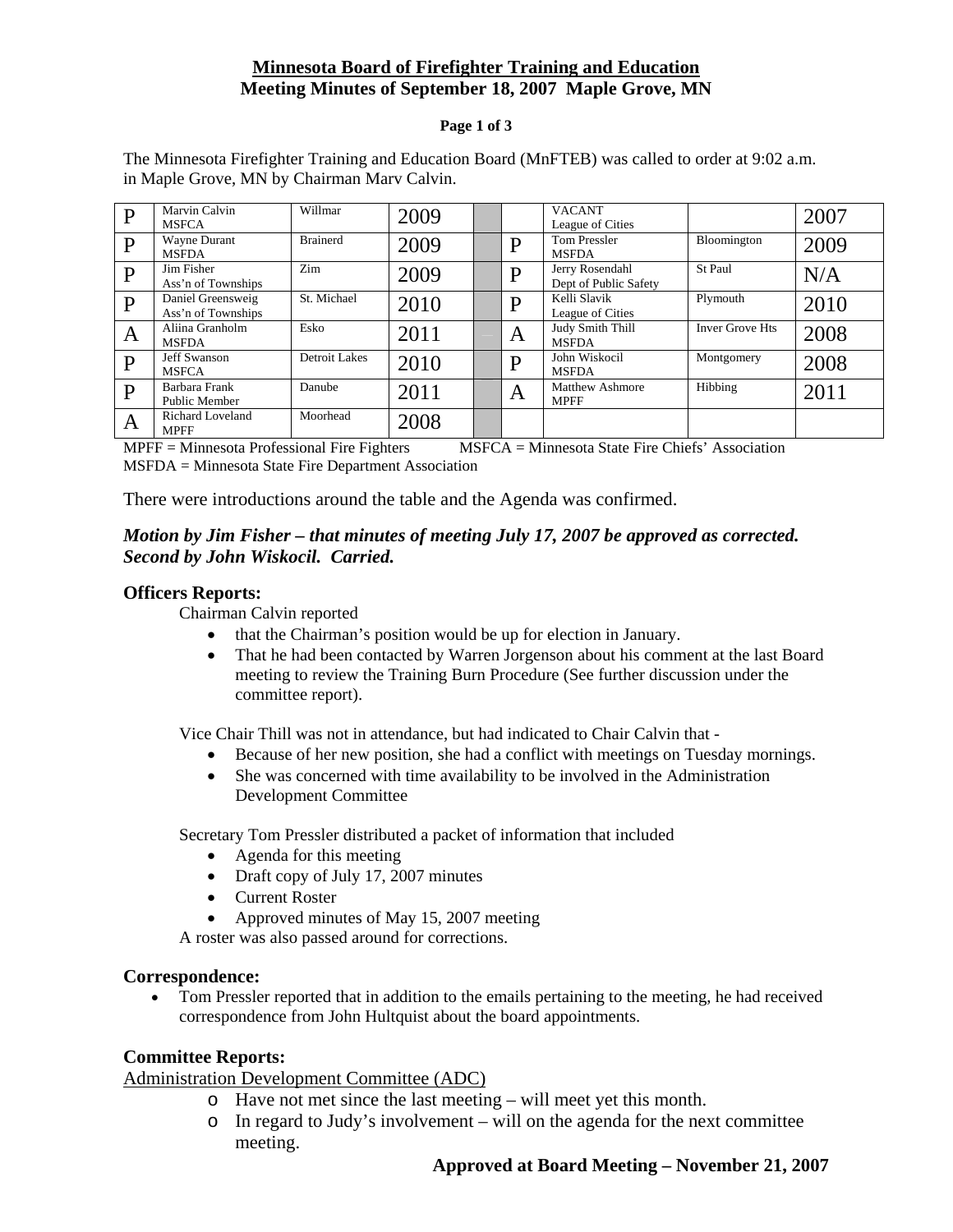# Minnesota Board of Firefighter Training and Education

## Meeting Minutes of September 18, 2007 Maple Grove, MN

The Minnesota Firefighter Training and Education Board (MnFTEB) was called to order at 9:02 a.m. in Maple Grove, MN by Chairman Marv Calvin.

| | | | | | | | | |
|---|---|---|---|---|---|---|---|---|
| P | Marvin Calvin<br>MSFCA | Willmar | 2009 | | | VACANT<br>League of Cities | | 2007 |
| P | Wayne Durant<br>MSFDA | Brainerd | 2009 | | P | Tom Pressler<br>MSFDA | Bloomington | 2009 |
| P | Jim Fisher<br>Ass'n of Townships | Zim | 2009 | | P | Jerry Rosendahl<br>Dept of Public Safety | St Paul | N/A |
| P | Daniel Greensweig<br>Ass'n of Townships | St. Michael | 2010 | | P | Kelli Slavik<br>League of Cities | Plymouth | 2010 |
| A | Aliina Granholm<br>MSFDA | Esko | 2011 | | A | Judy Smith Thill<br>MSFDA | Inver Grove Hts | 2008 |
| P | Jeff Swanson<br>MSFCA | Detroit Lakes | 2010 | | P | John Wiskocil<br>MSFDA | Montgomery | 2008 |
| P | Barbara Frank<br>Public Member | Danube | 2011 | | A | Matthew Ashmore<br>MPFF | Hibbing | 2011 |
| A | Richard Loveland<br>MPFF | Moorhead | 2008 | | | | | |

MPFF = Minnesota Professional Fire Fighters MSFCA = Minnesota State Fire Chiefs' Association
MSFDA = Minnesota State Fire Department Association

There were introductions around the table and the Agenda was confirmed.

***Motion by Jim Fisher – that minutes of meeting July 17, 2007 be approved as corrected. Second by John Wiskocil. Carried.***

### Officers Reports:

Chairman Calvin reported

- that the Chairman's position would be up for election in January.
- That he had been contacted by Warren Jorgenson about his comment at the last Board meeting to review the Training Burn Procedure (See further discussion under the committee report).

Vice Chair Thill was not in attendance, but had indicated to Chair Calvin that -

- Because of her new position, she had a conflict with meetings on Tuesday mornings.
- She was concerned with time availability to be involved in the Administration Development Committee

Secretary Tom Pressler distributed a packet of information that included

- Agenda for this meeting
- Draft copy of July 17, 2007 minutes
- Current Roster
- Approved minutes of May 15, 2007 meeting

A roster was also passed around for corrections.

### Correspondence:

- Tom Pressler reported that in addition to the emails pertaining to the meeting, he had received correspondence from John Hultquist about the board appointments.

### Committee Reports:

Administration Development Committee (ADC)

- Have not met since the last meeting – will meet yet this month.
- In regard to Judy's involvement – will on the agenda for the next committee meeting.

**Approved at Board Meeting – November 21, 2007**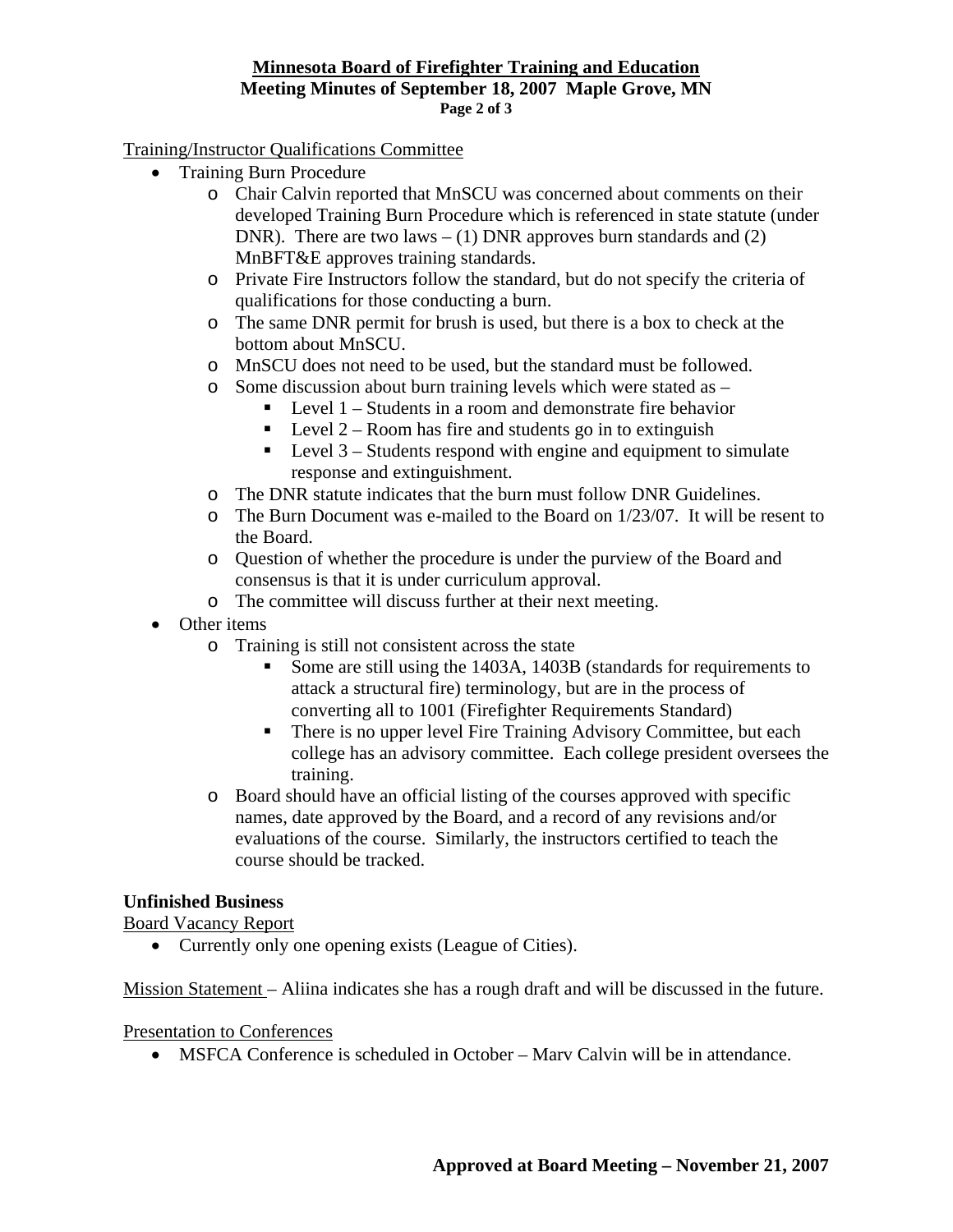Training/Instructor Qualifications Committee

- Training Burn Procedure
  - Chair Calvin reported that MnSCU was concerned about comments on their developed Training Burn Procedure which is referenced in state statute (under DNR). There are two laws – (1) DNR approves burn standards and (2) MnBFT&E approves training standards.
  - Private Fire Instructors follow the standard, but do not specify the criteria of qualifications for those conducting a burn.
  - The same DNR permit for brush is used, but there is a box to check at the bottom about MnSCU.
  - MnSCU does not need to be used, but the standard must be followed.
  - Some discussion about burn training levels which were stated as –
    - Level 1 – Students in a room and demonstrate fire behavior
    - Level 2 – Room has fire and students go in to extinguish
    - Level 3 – Students respond with engine and equipment to simulate response and extinguishment.
  - The DNR statute indicates that the burn must follow DNR Guidelines.
  - The Burn Document was e-mailed to the Board on 1/23/07. It will be resent to the Board.
  - Question of whether the procedure is under the purview of the Board and consensus is that it is under curriculum approval.
  - The committee will discuss further at their next meeting.
- Other items
  - Training is still not consistent across the state
    - Some are still using the 1403A, 1403B (standards for requirements to attack a structural fire) terminology, but are in the process of converting all to 1001 (Firefighter Requirements Standard)
    - There is no upper level Fire Training Advisory Committee, but each college has an advisory committee. Each college president oversees the training.
  - Board should have an official listing of the courses approved with specific names, date approved by the Board, and a record of any revisions and/or evaluations of the course. Similarly, the instructors certified to teach the course should be tracked.

**Unfinished Business**

Board Vacancy Report

- Currently only one opening exists (League of Cities).

Mission Statement – Aliina indicates she has a rough draft and will be discussed in the future.

Presentation to Conferences

- MSFCA Conference is scheduled in October – Marv Calvin will be in attendance.

**Approved at Board Meeting – November 21, 2007**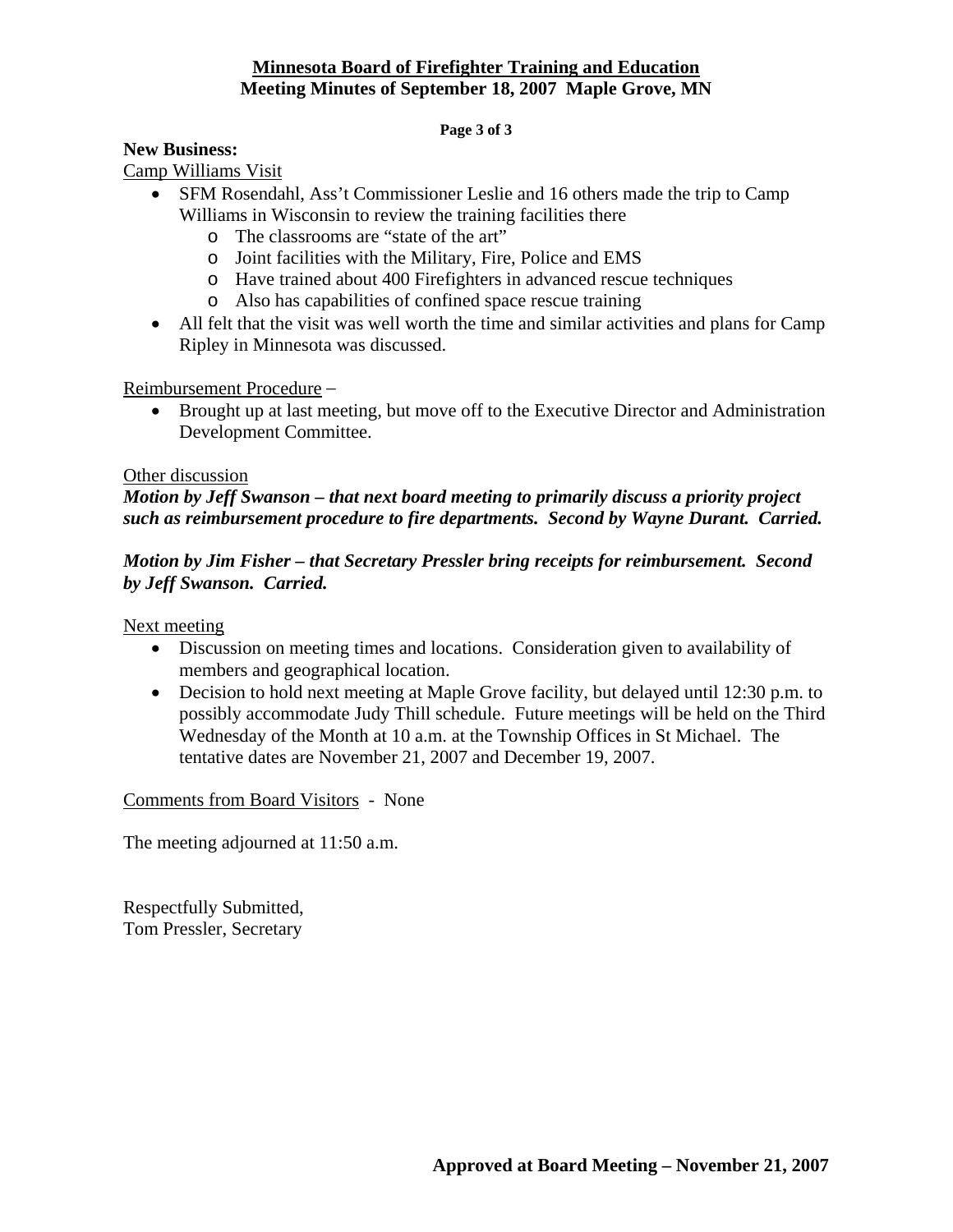**New Business:**

Camp Williams Visit

- SFM Rosendahl, Ass't Commissioner Leslie and 16 others made the trip to Camp Williams in Wisconsin to review the training facilities there
    - The classrooms are "state of the art"
    - Joint facilities with the Military, Fire, Police and EMS
    - Have trained about 400 Firefighters in advanced rescue techniques
    - Also has capabilities of confined space rescue training
- All felt that the visit was well worth the time and similar activities and plans for Camp Ripley in Minnesota was discussed.

Reimbursement Procedure –

- Brought up at last meeting, but move off to the Executive Director and Administration Development Committee.

Other discussion

***Motion by Jeff Swanson – that next board meeting to primarily discuss a priority project such as reimbursement procedure to fire departments. Second by Wayne Durant. Carried.***

***Motion by Jim Fisher – that Secretary Pressler bring receipts for reimbursement. Second by Jeff Swanson. Carried.***

Next meeting

- Discussion on meeting times and locations. Consideration given to availability of members and geographical location.
- Decision to hold next meeting at Maple Grove facility, but delayed until 12:30 p.m. to possibly accommodate Judy Thill schedule. Future meetings will be held on the Third Wednesday of the Month at 10 a.m. at the Township Offices in St Michael. The tentative dates are November 21, 2007 and December 19, 2007.

Comments from Board Visitors - None

The meeting adjourned at 11:50 a.m.

Respectfully Submitted,
Tom Pressler, Secretary

**Approved at Board Meeting – November 21, 2007**